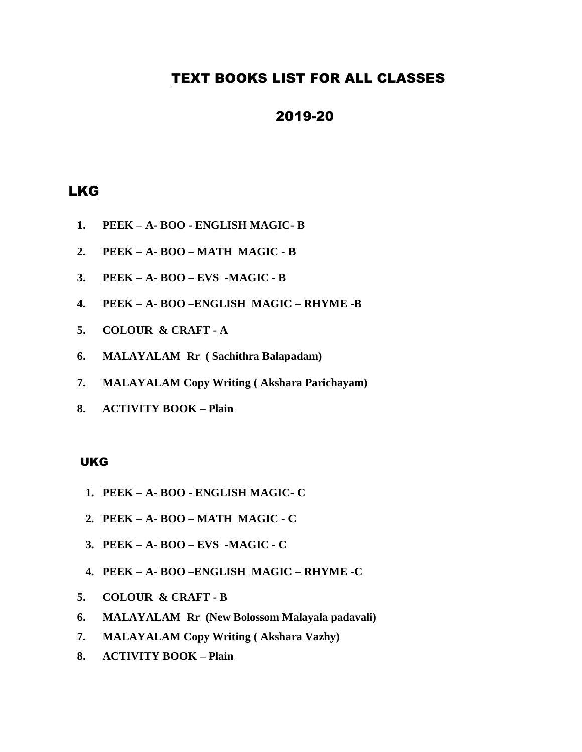# TEXT BOOKS LIST FOR ALL CLASSES

# 2019-20

## LKG

1. **PEEK – A- BOO - ENGLISH MAGIC- B**
2. **PEEK – A- BOO – MATH MAGIC - B**
3. **PEEK – A- BOO – EVS -MAGIC - B**
4. **PEEK – A- BOO –ENGLISH MAGIC – RHYME -B**
5. **COLOUR & CRAFT - A**
6. **MALAYALAM Rr ( Sachithra Balapadam)**
7. **MALAYALAM Copy Writing ( Akshara Parichayam)**
8. **ACTIVITY BOOK – Plain**

## UKG

1. **PEEK – A- BOO - ENGLISH MAGIC- C**
2. **PEEK – A- BOO – MATH MAGIC - C**
3. **PEEK – A- BOO – EVS -MAGIC - C**
4. **PEEK – A- BOO –ENGLISH MAGIC – RHYME -C**
5. **COLOUR & CRAFT - B**
6. **MALAYALAM Rr (New Bolossom Malayala padavali)**
7. **MALAYALAM Copy Writing ( Akshara Vazhy)**
8. **ACTIVITY BOOK – Plain**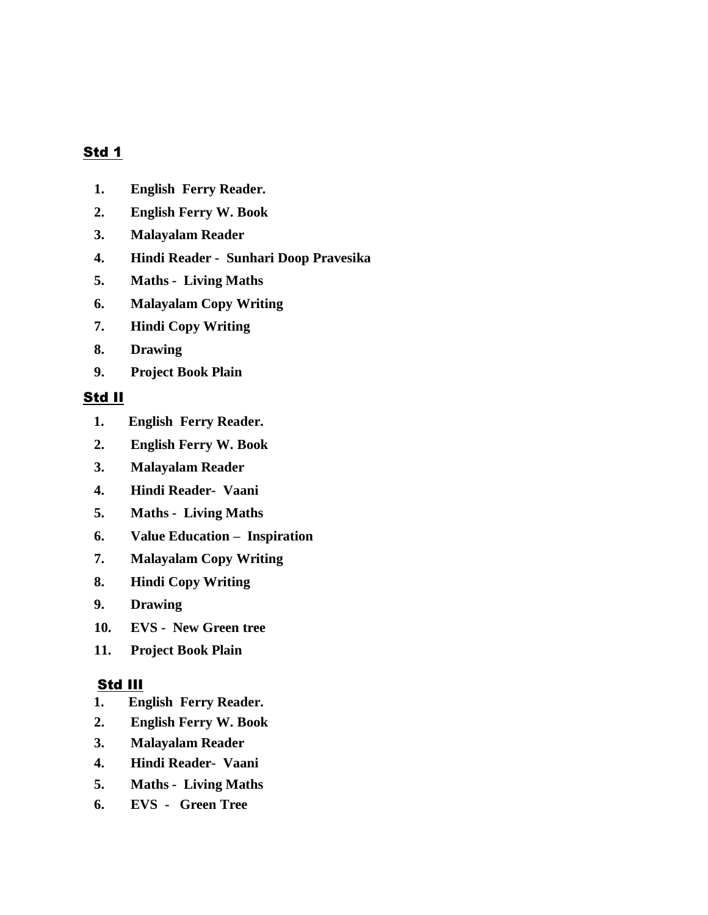## Std 1

1. **English Ferry Reader.**
2. **English Ferry W. Book**
3. **Malayalam Reader**
4. **Hindi Reader - Sunhari Doop Pravesika**
5. **Maths - Living Maths**
6. **Malayalam Copy Writing**
7. **Hindi Copy Writing**
8. **Drawing**
9. **Project Book Plain**

## Std II

1. **English Ferry Reader.**
2. **English Ferry W. Book**
3. **Malayalam Reader**
4. **Hindi Reader- Vaani**
5. **Maths - Living Maths**
6. **Value Education – Inspiration**
7. **Malayalam Copy Writing**
8. **Hindi Copy Writing**
9. **Drawing**
10. **EVS - New Green tree**
11. **Project Book Plain**

## Std III

1. **English Ferry Reader.**
2. **English Ferry W. Book**
3. **Malayalam Reader**
4. **Hindi Reader- Vaani**
5. **Maths - Living Maths**
6. **EVS - Green Tree**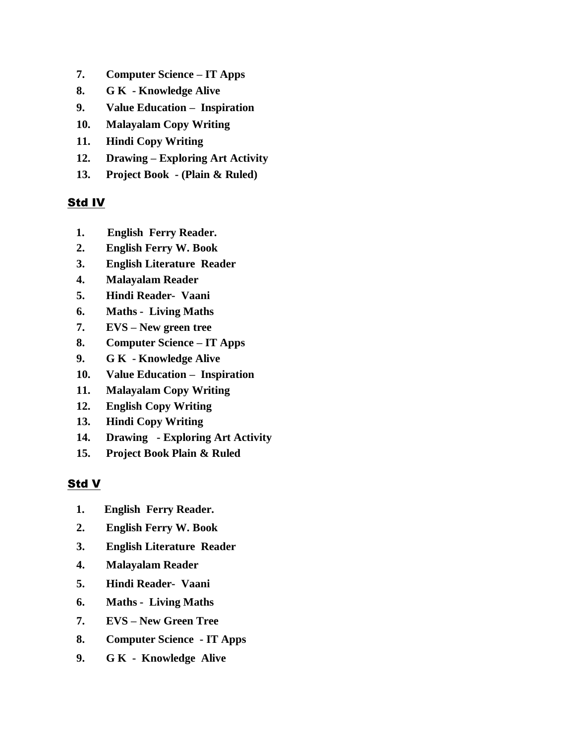7. **Computer Science – IT Apps**
8. **G K - Knowledge Alive**
9. **Value Education – Inspiration**
10. **Malayalam Copy Writing**
11. **Hindi Copy Writing**
12. **Drawing – Exploring Art Activity**
13. **Project Book - (Plain & Ruled)**

## Std IV

1. **English Ferry Reader.**
2. **English Ferry W. Book**
3. **English Literature Reader**
4. **Malayalam Reader**
5. **Hindi Reader- Vaani**
6. **Maths - Living Maths**
7. **EVS – New green tree**
8. **Computer Science – IT Apps**
9. **G K - Knowledge Alive**
10. **Value Education – Inspiration**
11. **Malayalam Copy Writing**
12. **English Copy Writing**
13. **Hindi Copy Writing**
14. **Drawing - Exploring Art Activity**
15. **Project Book Plain & Ruled**

## Std V

1. **English Ferry Reader.**
2. **English Ferry W. Book**
3. **English Literature Reader**
4. **Malayalam Reader**
5. **Hindi Reader- Vaani**
6. **Maths - Living Maths**
7. **EVS – New Green Tree**
8. **Computer Science - IT Apps**
9. **G K - Knowledge Alive**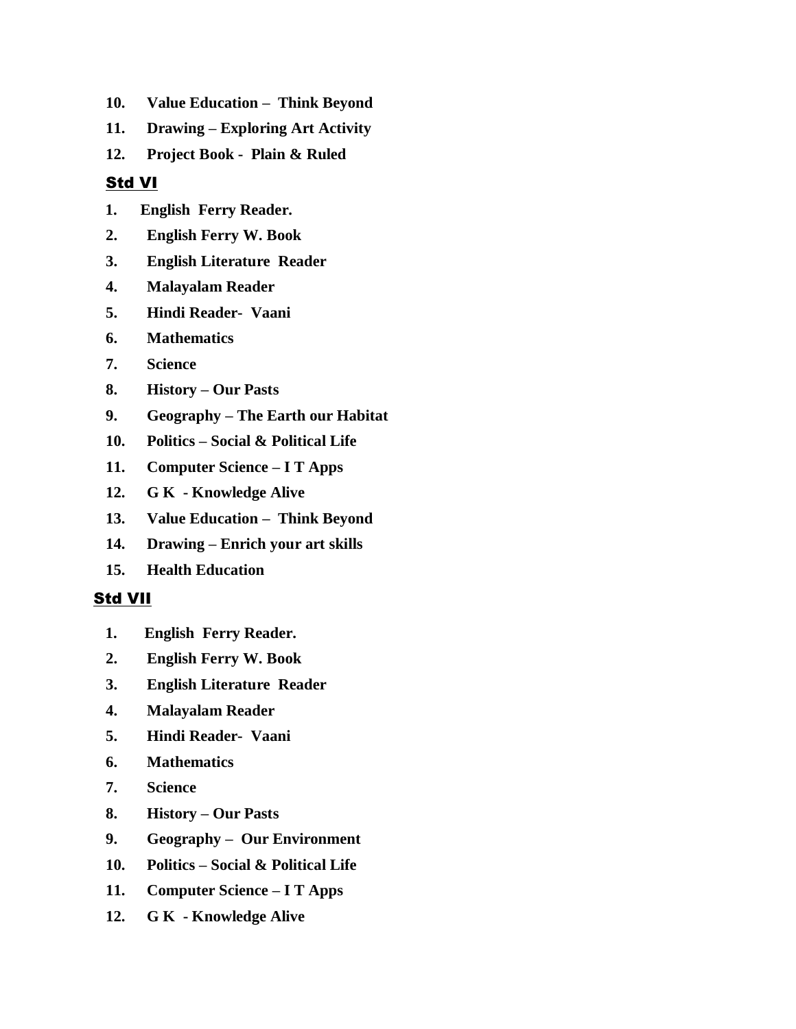10. **Value Education – Think Beyond**
11. **Drawing – Exploring Art Activity**
12. **Project Book - Plain & Ruled**

## Std VI

1. **English Ferry Reader.**
2. **English Ferry W. Book**
3. **English Literature Reader**
4. **Malayalam Reader**
5. **Hindi Reader- Vaani**
6. **Mathematics**
7. **Science**
8. **History – Our Pasts**
9. **Geography – The Earth our Habitat**
10. **Politics – Social & Political Life**
11. **Computer Science – I T Apps**
12. **G K - Knowledge Alive**
13. **Value Education – Think Beyond**
14. **Drawing – Enrich your art skills**
15. **Health Education**

## Std VII

1. **English Ferry Reader.**
2. **English Ferry W. Book**
3. **English Literature Reader**
4. **Malayalam Reader**
5. **Hindi Reader- Vaani**
6. **Mathematics**
7. **Science**
8. **History – Our Pasts**
9. **Geography – Our Environment**
10. **Politics – Social & Political Life**
11. **Computer Science – I T Apps**
12. **G K - Knowledge Alive**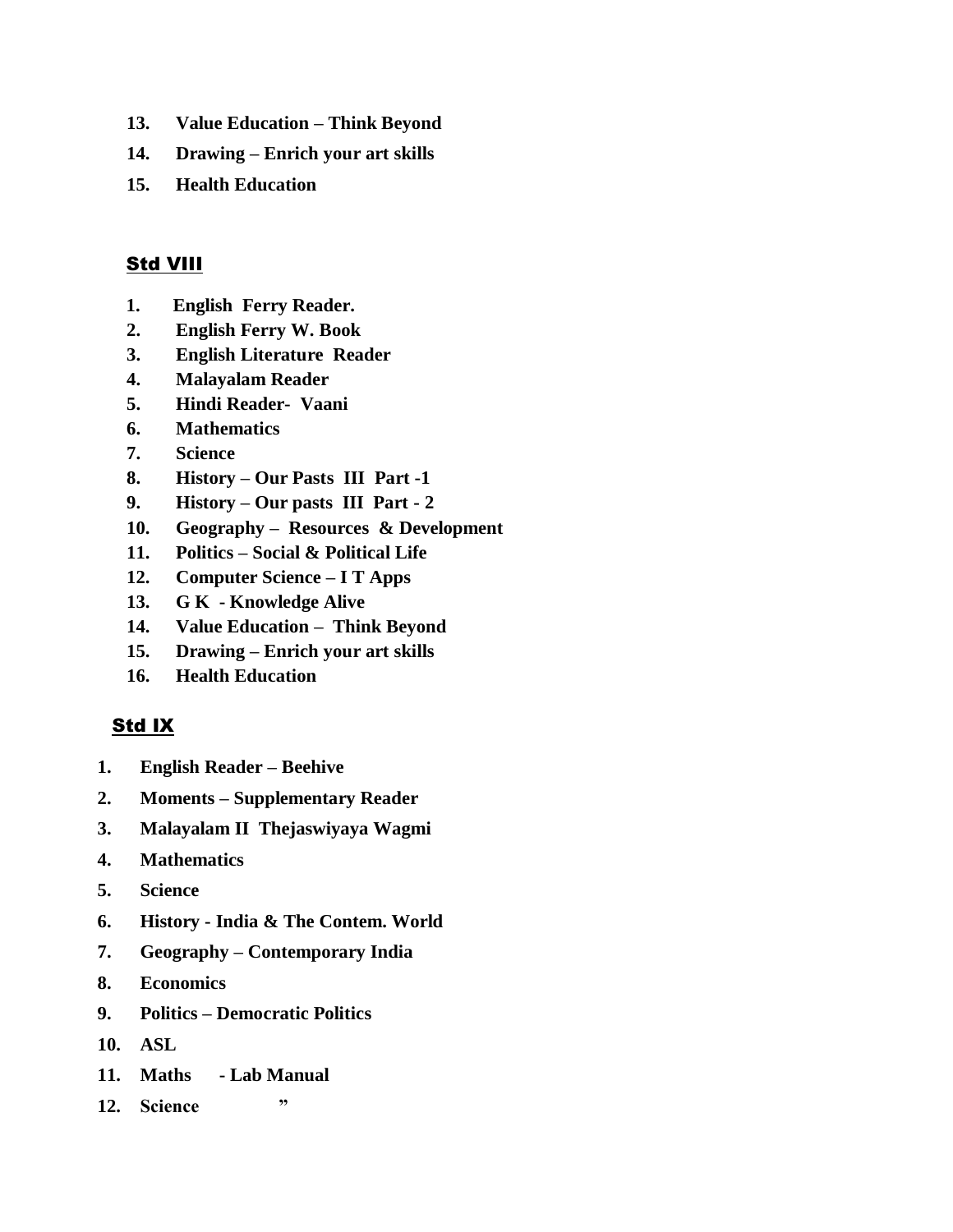13. **Value Education – Think Beyond**
14. **Drawing – Enrich your art skills**
15. **Health Education**

## Std VIII

1. **English Ferry Reader.**
2. **English Ferry W. Book**
3. **English Literature Reader**
4. **Malayalam Reader**
5. **Hindi Reader- Vaani**
6. **Mathematics**
7. **Science**
8. **History – Our Pasts III Part -1**
9. **History – Our pasts III Part - 2**
10. **Geography – Resources & Development**
11. **Politics – Social & Political Life**
12. **Computer Science – I T Apps**
13. **G K - Knowledge Alive**
14. **Value Education – Think Beyond**
15. **Drawing – Enrich your art skills**
16. **Health Education**

## Std IX

1. **English Reader – Beehive**
2. **Moments – Supplementary Reader**
3. **Malayalam II Thejaswiyaya Wagmi**
4. **Mathematics**
5. **Science**
6. **History - India & The Contem. World**
7. **Geography – Contemporary India**
8. **Economics**
9. **Politics – Democratic Politics**
10. **ASL**
11. **Maths - Lab Manual**
12. **Science "**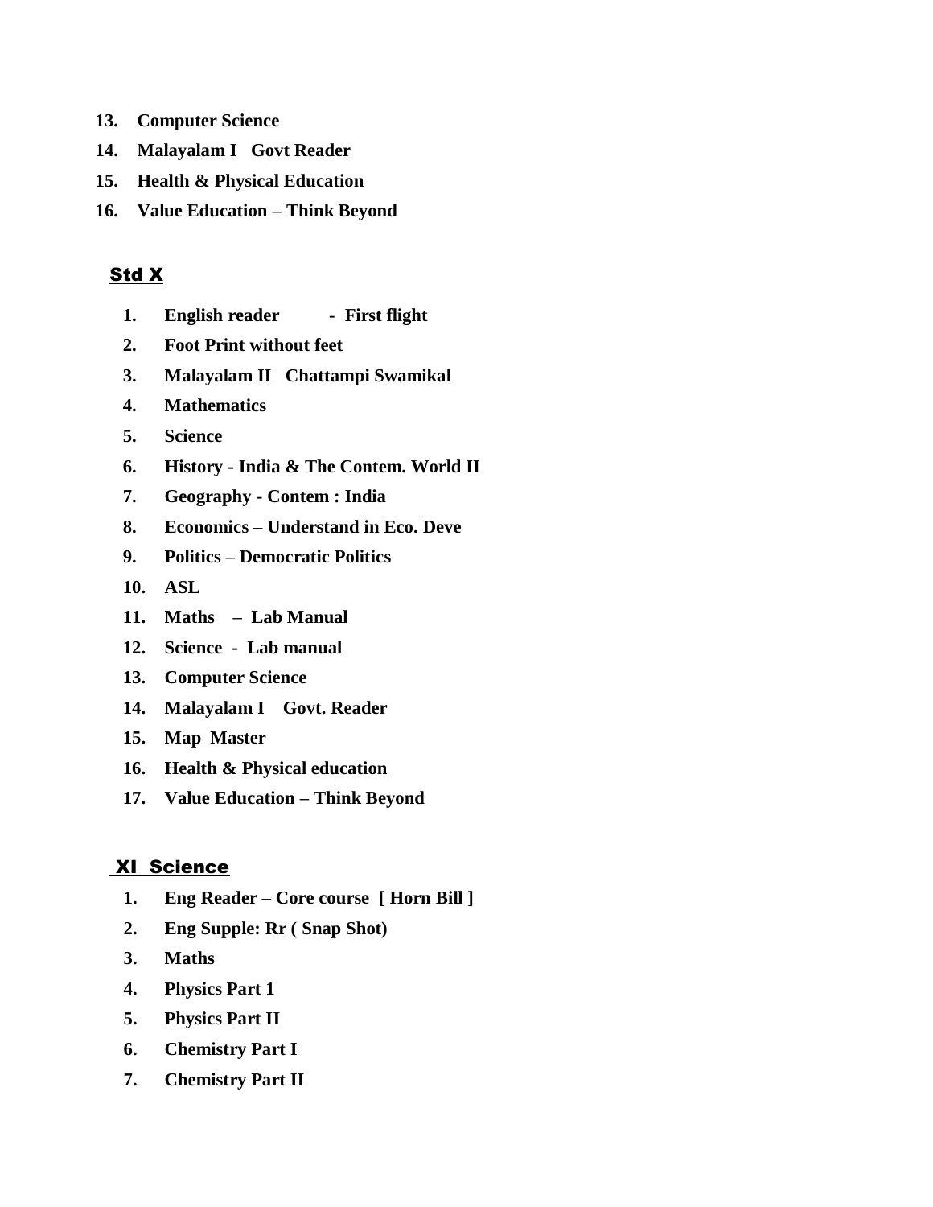13. **Computer Science**
14. **Malayalam I Govt Reader**
15. **Health & Physical Education**
16. **Value Education – Think Beyond**

## Std X

1. **English reader - First flight**
2. **Foot Print without feet**
3. **Malayalam II Chattampi Swamikal**
4. **Mathematics**
5. **Science**
6. **History - India & The Contem. World II**
7. **Geography - Contem : India**
8. **Economics – Understand in Eco. Deve**
9. **Politics – Democratic Politics**
10. **ASL**
11. **Maths – Lab Manual**
12. **Science - Lab manual**
13. **Computer Science**
14. **Malayalam I Govt. Reader**
15. **Map Master**
16. **Health & Physical education**
17. **Value Education – Think Beyond**

## XI Science

1. **Eng Reader – Core course [ Horn Bill ]**
2. **Eng Supple: Rr ( Snap Shot)**
3. **Maths**
4. **Physics Part 1**
5. **Physics Part II**
6. **Chemistry Part I**
7. **Chemistry Part II**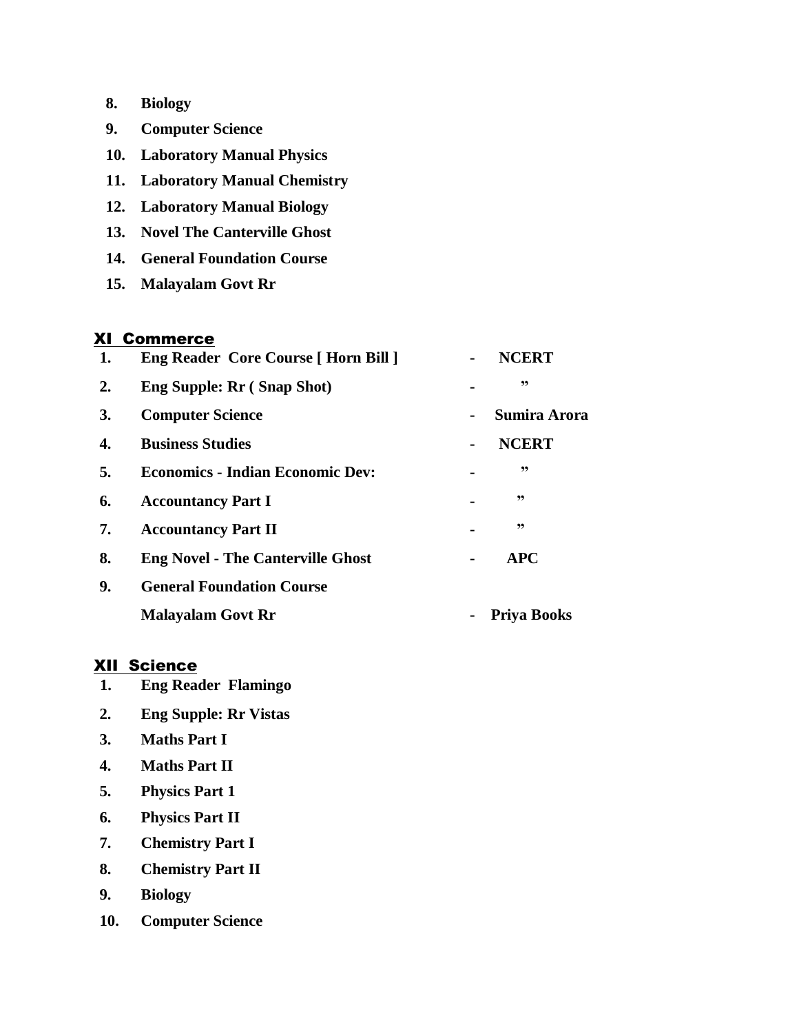8. **Biology**
9. **Computer Science**
10. **Laboratory Manual Physics**
11. **Laboratory Manual Chemistry**
12. **Laboratory Manual Biology**
13. **Novel The Canterville Ghost**
14. **General Foundation Course**
15. **Malayalam Govt Rr**

## XI Commerce

| | | | |
|---|---|---|---|
| **1.** | **Eng Reader Core Course [ Horn Bill ]** | - | **NCERT** |
| **2.** | **Eng Supple: Rr ( Snap Shot)** | - | **”** |
| **3.** | **Computer Science** | - | **Sumira Arora** |
| **4.** | **Business Studies** | - | **NCERT** |
| **5.** | **Economics - Indian Economic Dev:** | - | **”** |
| **6.** | **Accountancy Part I** | - | **”** |
| **7.** | **Accountancy Part II** | - | **”** |
| **8.** | **Eng Novel - The Canterville Ghost** | - | **APC** |
| **9.** | **General Foundation Course** | | |
| | **Malayalam Govt Rr** | - | **Priya Books** |

## XII Science

1. **Eng Reader Flamingo**
2. **Eng Supple: Rr Vistas**
3. **Maths Part I**
4. **Maths Part II**
5. **Physics Part 1**
6. **Physics Part II**
7. **Chemistry Part I**
8. **Chemistry Part II**
9. **Biology**
10. **Computer Science**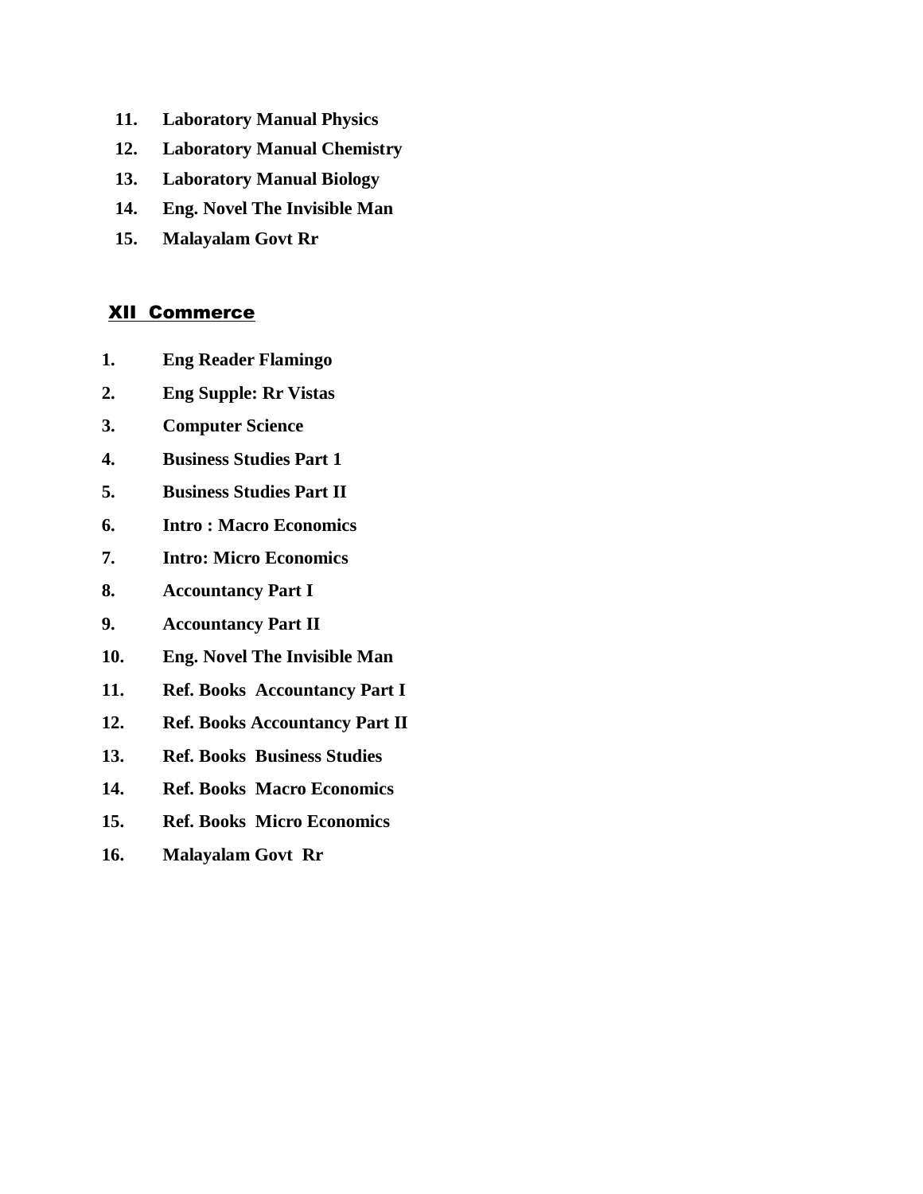11. **Laboratory Manual Physics**
12. **Laboratory Manual Chemistry**
13. **Laboratory Manual Biology**
14. **Eng. Novel The Invisible Man**
15. **Malayalam Govt Rr**

## XII Commerce

1. **Eng Reader Flamingo**
2. **Eng Supple: Rr Vistas**
3. **Computer Science**
4. **Business Studies Part 1**
5. **Business Studies Part II**
6. **Intro : Macro Economics**
7. **Intro: Micro Economics**
8. **Accountancy Part I**
9. **Accountancy Part II**
10. **Eng. Novel The Invisible Man**
11. **Ref. Books Accountancy Part I**
12. **Ref. Books Accountancy Part II**
13. **Ref. Books Business Studies**
14. **Ref. Books Macro Economics**
15. **Ref. Books Micro Economics**
16. **Malayalam Govt Rr**